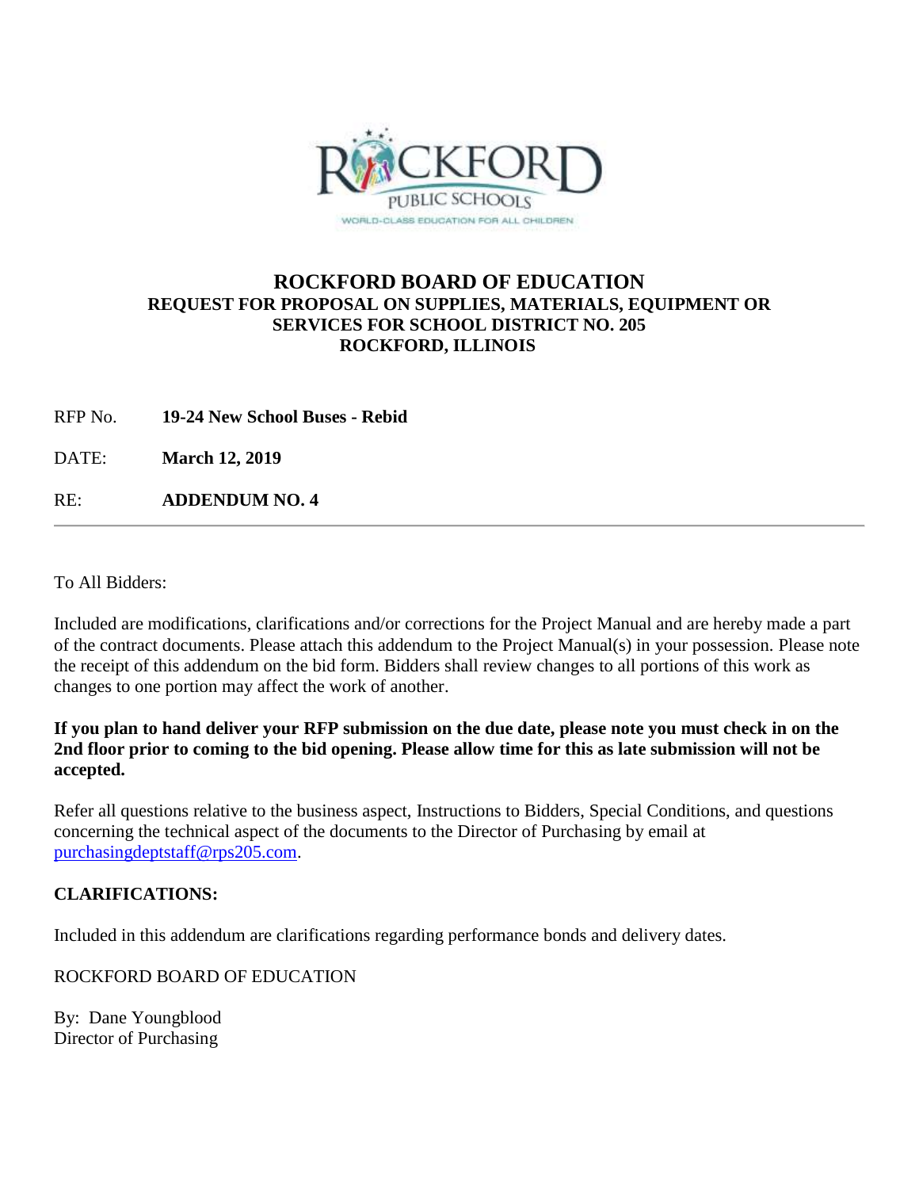# ROCKFORD BOARD OF EDUCATION

**REQUEST FOR PROPOSAL ON SUPPLIES, MATERIALS, EQUIPMENT OR SERVICES FOR SCHOOL DISTRICT NO. 205**
**ROCKFORD, ILLINOIS**

RFP No. **19-24 New School Buses - Rebid**

DATE: **March 12, 2019**

RE: **ADDENDUM NO. 4**

---

To All Bidders:

Included are modifications, clarifications and/or corrections for the Project Manual and are hereby made a part of the contract documents. Please attach this addendum to the Project Manual(s) in your possession. Please note the receipt of this addendum on the bid form. Bidders shall review changes to all portions of this work as changes to one portion may affect the work of another.

**If you plan to hand deliver your RFP submission on the due date, please note you must check in on the 2nd floor prior to coming to the bid opening. Please allow time for this as late submission will not be accepted.**

Refer all questions relative to the business aspect, Instructions to Bidders, Special Conditions, and questions concerning the technical aspect of the documents to the Director of Purchasing by email at purchasingdeptstaff@rps205.com.

**CLARIFICATIONS:**

Included in this addendum are clarifications regarding performance bonds and delivery dates.

ROCKFORD BOARD OF EDUCATION

By: Dane Youngblood
Director of Purchasing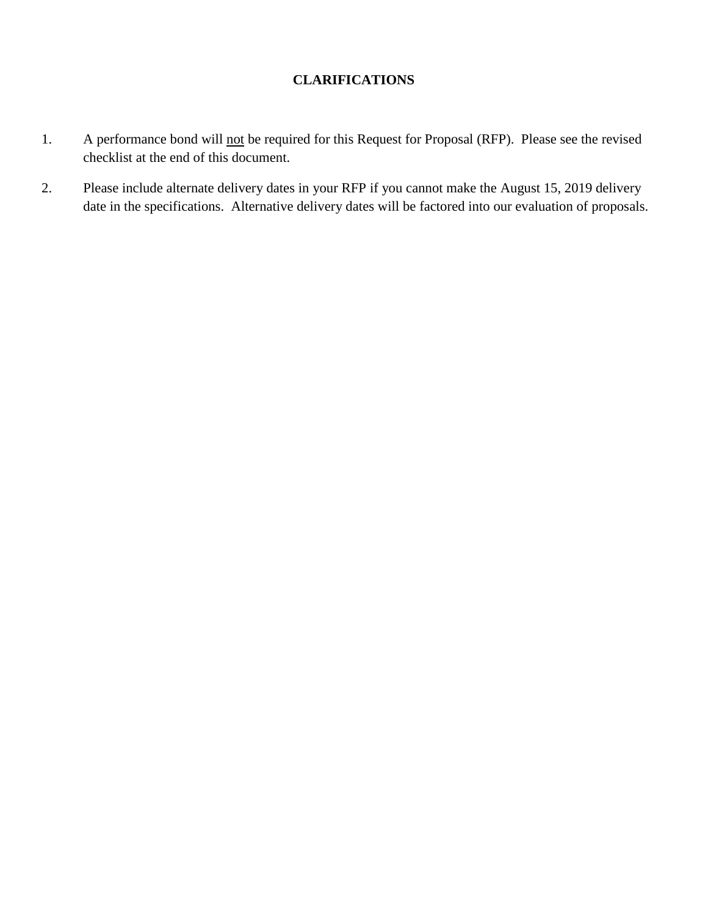# CLARIFICATIONS

1. A performance bond will <u>not</u> be required for this Request for Proposal (RFP). Please see the revised checklist at the end of this document.

2. Please include alternate delivery dates in your RFP if you cannot make the August 15, 2019 delivery date in the specifications. Alternative delivery dates will be factored into our evaluation of proposals.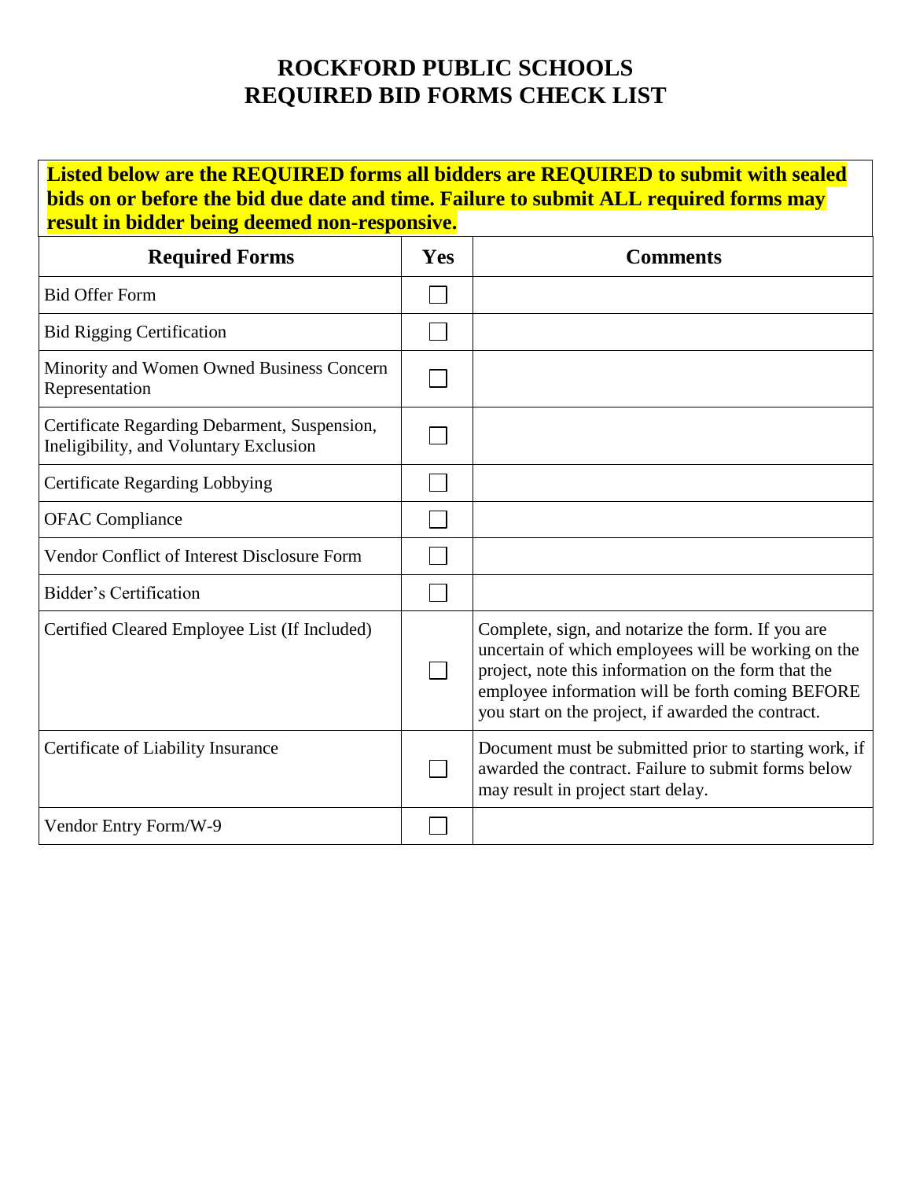# ROCKFORD PUBLIC SCHOOLS
# REQUIRED BID FORMS CHECK LIST

**Listed below are the REQUIRED forms all bidders are REQUIRED to submit with sealed bids on or before the bid due date and time. Failure to submit ALL required forms may result in bidder being deemed non-responsive.**

| Required Forms | Yes | Comments |
|---|---|---|
| Bid Offer Form | ☐ | |
| Bid Rigging Certification | ☐ | |
| Minority and Women Owned Business Concern Representation | ☐ | |
| Certificate Regarding Debarment, Suspension, Ineligibility, and Voluntary Exclusion | ☐ | |
| Certificate Regarding Lobbying | ☐ | |
| OFAC Compliance | ☐ | |
| Vendor Conflict of Interest Disclosure Form | ☐ | |
| Bidder's Certification | ☐ | |
| Certified Cleared Employee List (If Included) | ☐ | Complete, sign, and notarize the form. If you are uncertain of which employees will be working on the project, note this information on the form that the employee information will be forth coming BEFORE you start on the project, if awarded the contract. |
| Certificate of Liability Insurance | ☐ | Document must be submitted prior to starting work, if awarded the contract. Failure to submit forms below may result in project start delay. |
| Vendor Entry Form/W-9 | ☐ | |